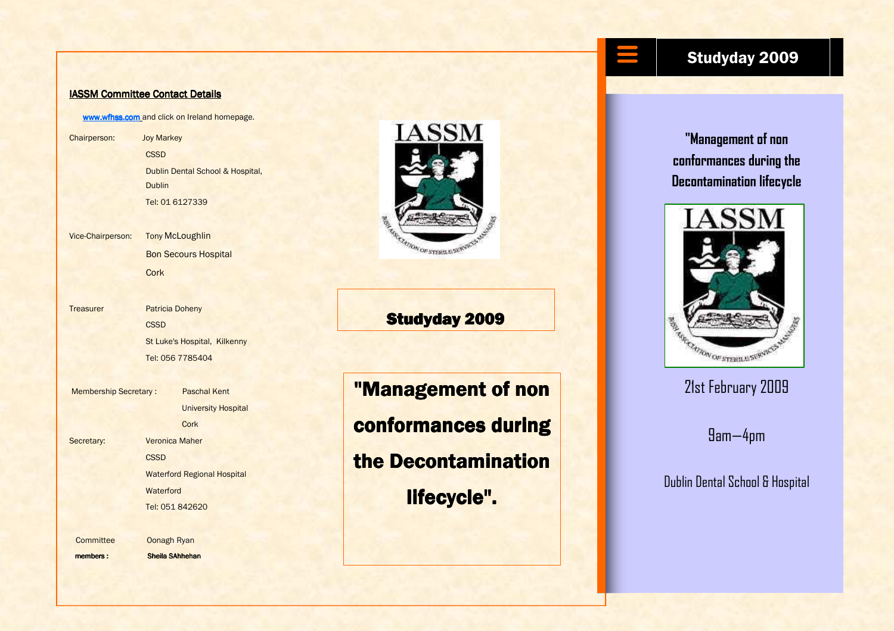**IASSM Committee Contact Details**

www.wfhss.com and click on Ireland homepage.

Chairperson: Joy Markey
CSSD
Dublin Dental School & Hospital,
Dublin
Tel: 01 6127339

Vice-Chairperson: Tony McLoughlin
Bon Secours Hospital
Cork

Treasurer Patricia Doheny
CSSD
St Luke's Hospital, Kilkenny
Tel: 056 7785404

Membership Secretary : Paschal Kent
University Hospital
Cork

Secretary: Veronica Maher
CSSD
Waterford Regional Hospital
Waterford
Tel: 051 842620

Committee members : Oonagh Ryan
Sheila SAhhehan

## Studyday 2009

# "Management of non conformances during the Decontamination lifecycle".

## Studyday 2009

"Management of non conformances during the Decontamination lifecycle

21st February 2009

9am—4pm

Dublin Dental School & Hospital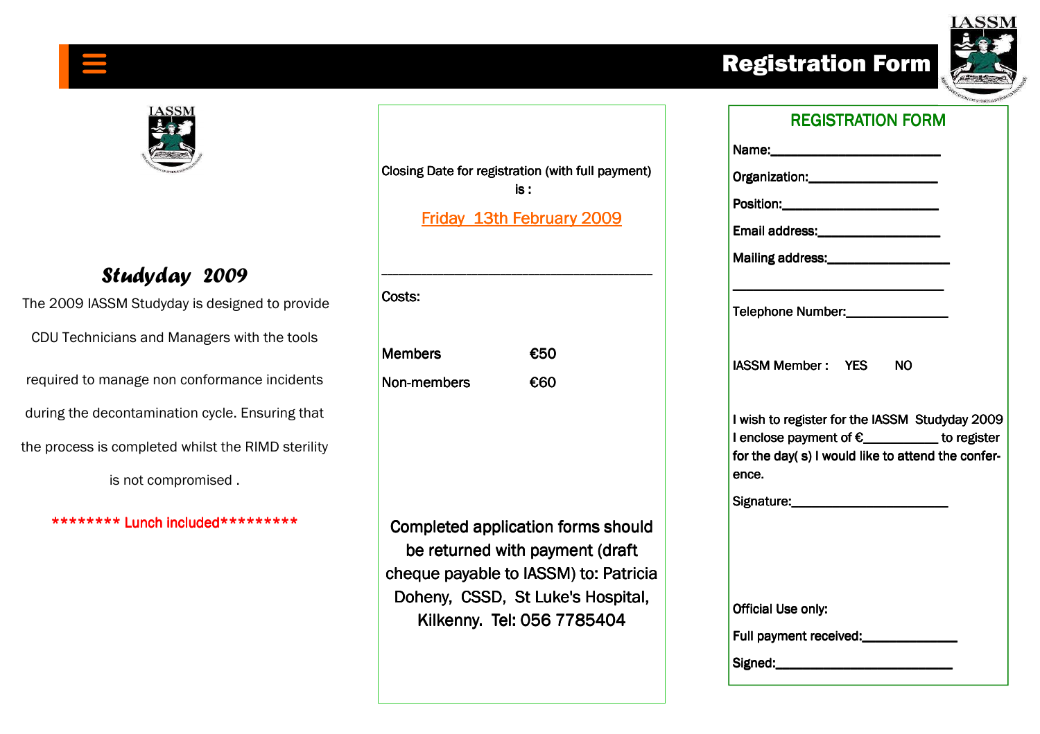# Registration Form

## *Studyday 2009*

The 2009 IASSM Studyday is designed to provide CDU Technicians and Managers with the tools required to manage non conformance incidents during the decontamination cycle. Ensuring that the process is completed whilst the RIMD sterility is not compromised .

******** Lunch included*********

Closing Date for registration (with full payment) is :

Friday 13th February 2009

Costs:

| | |
|---|---|
| Members | €50 |
| Non-members | €60 |

**Completed application forms should be returned with payment (draft cheque payable to IASSM) to: Patricia Doheny, CSSD, St Luke's Hospital, Kilkenny. Tel: 056 7785404**

## REGISTRATION FORM

Name:________________________

Organization:__________________

Position:______________________

Email address:_________________

Mailing address:________________

______________________________

Telephone Number:______________

IASSM Member : YES NO

I wish to register for the IASSM Studyday 2009 I enclose payment of €__________ to register for the day( s) I would like to attend the conference.

Signature:_____________________

Official Use only:

Full payment received:_____________

Signed:_________________________